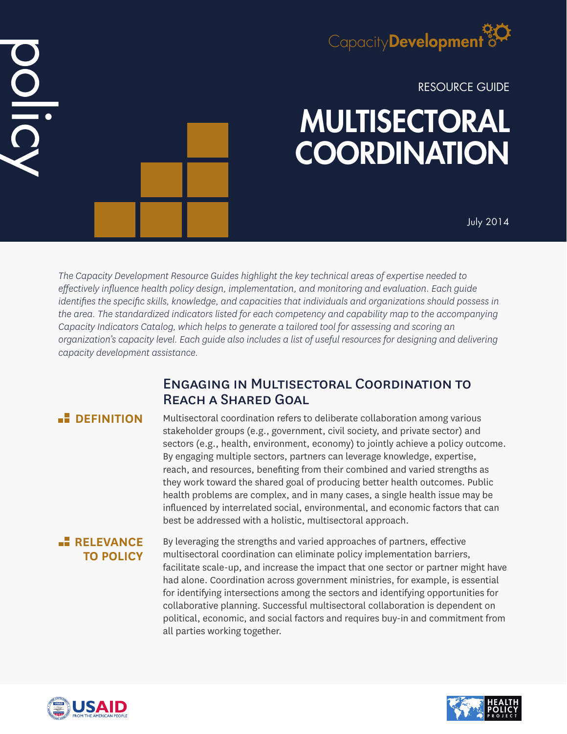policy

CapacityDevelopment

RESOURCE GUIDE

# MULTISECTORAL COORDINATION

July 2014

*The Capacity Development Resource Guides highlight the key technical areas of expertise needed to effectively influence health policy design, implementation, and monitoring and evaluation. Each guide identifies the specific skills, knowledge, and capacities that individuals and organizations should possess in the area. The standardized indicators listed for each competency and capability map to the accompanying Capacity Indicators Catalog, which helps to generate a tailored tool for assessing and scoring an organization's capacity level. Each guide also includes a list of useful resources for designing and delivering capacity development assistance.*

## Engaging in Multisectoral Coordination to Reach a Shared Goal

### DEFINITION

Multisectoral coordination refers to deliberate collaboration among various stakeholder groups (e.g., government, civil society, and private sector) and sectors (e.g., health, environment, economy) to jointly achieve a policy outcome. By engaging multiple sectors, partners can leverage knowledge, expertise, reach, and resources, benefiting from their combined and varied strengths as they work toward the shared goal of producing better health outcomes. Public health problems are complex, and in many cases, a single health issue may be influenced by interrelated social, environmental, and economic factors that can best be addressed with a holistic, multisectoral approach.

### RELEVANCE TO POLICY

By leveraging the strengths and varied approaches of partners, effective multisectoral coordination can eliminate policy implementation barriers, facilitate scale-up, and increase the impact that one sector or partner might have had alone. Coordination across government ministries, for example, is essential for identifying intersections among the sectors and identifying opportunities for collaborative planning. Successful multisectoral collaboration is dependent on political, economic, and social factors and requires buy-in and commitment from all parties working together.

USAID FROM THE AMERICAN PEOPLE

HEALTH POLICY PROJECT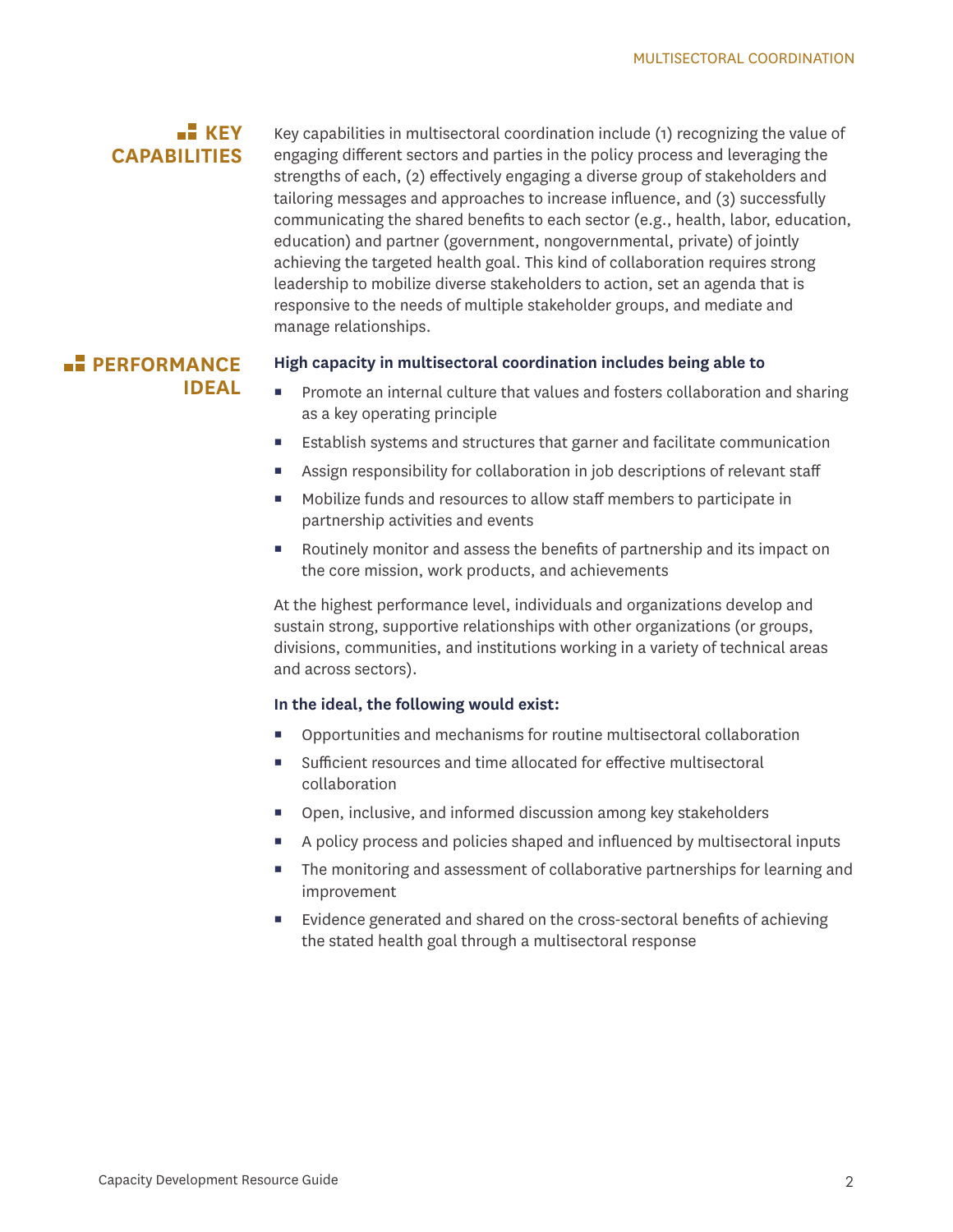## KEY CAPABILITIES

Key capabilities in multisectoral coordination include (1) recognizing the value of engaging different sectors and parties in the policy process and leveraging the strengths of each, (2) effectively engaging a diverse group of stakeholders and tailoring messages and approaches to increase influence, and (3) successfully communicating the shared benefits to each sector (e.g., health, labor, education, education) and partner (government, nongovernmental, private) of jointly achieving the targeted health goal. This kind of collaboration requires strong leadership to mobilize diverse stakeholders to action, set an agenda that is responsive to the needs of multiple stakeholder groups, and mediate and manage relationships.

## PERFORMANCE IDEAL

**High capacity in multisectoral coordination includes being able to**

- Promote an internal culture that values and fosters collaboration and sharing as a key operating principle
- Establish systems and structures that garner and facilitate communication
- Assign responsibility for collaboration in job descriptions of relevant staff
- Mobilize funds and resources to allow staff members to participate in partnership activities and events
- Routinely monitor and assess the benefits of partnership and its impact on the core mission, work products, and achievements

At the highest performance level, individuals and organizations develop and sustain strong, supportive relationships with other organizations (or groups, divisions, communities, and institutions working in a variety of technical areas and across sectors).

**In the ideal, the following would exist:**

- Opportunities and mechanisms for routine multisectoral collaboration
- Sufficient resources and time allocated for effective multisectoral collaboration
- Open, inclusive, and informed discussion among key stakeholders
- A policy process and policies shaped and influenced by multisectoral inputs
- The monitoring and assessment of collaborative partnerships for learning and improvement
- Evidence generated and shared on the cross-sectoral benefits of achieving the stated health goal through a multisectoral response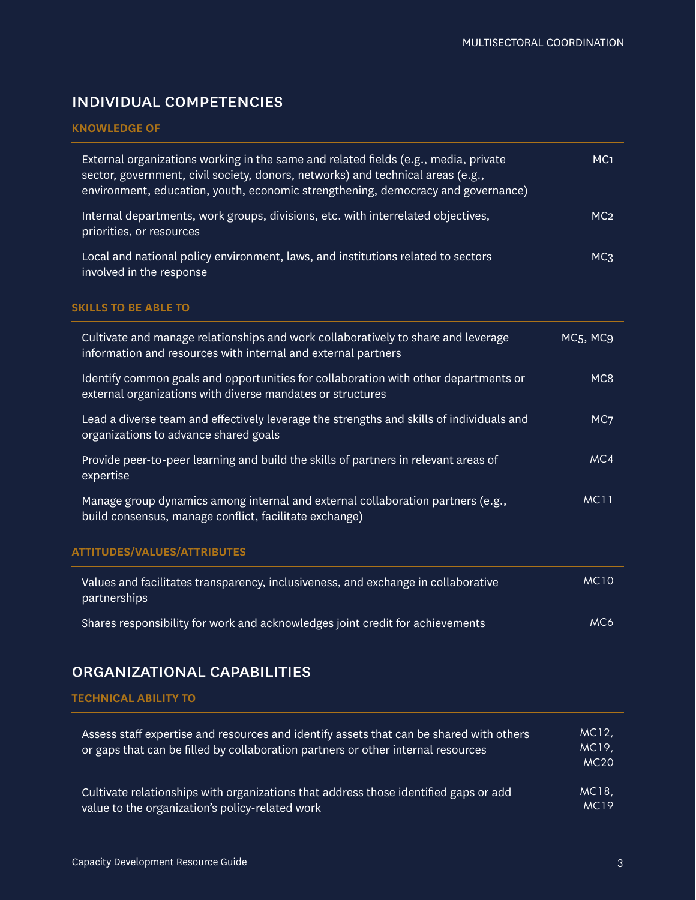## INDIVIDUAL COMPETENCIES

### KNOWLEDGE OF

| | |
|---|---|
| External organizations working in the same and related fields (e.g., media, private sector, government, civil society, donors, networks) and technical areas (e.g., environment, education, youth, economic strengthening, democracy and governance) | MC1 |
| Internal departments, work groups, divisions, etc. with interrelated objectives, priorities, or resources | MC2 |
| Local and national policy environment, laws, and institutions related to sectors involved in the response | MC3 |

### SKILLS TO BE ABLE TO

| | |
|---|---|
| Cultivate and manage relationships and work collaboratively to share and leverage information and resources with internal and external partners | MC5, MC9 |
| Identify common goals and opportunities for collaboration with other departments or external organizations with diverse mandates or structures | MC8 |
| Lead a diverse team and effectively leverage the strengths and skills of individuals and organizations to advance shared goals | MC7 |
| Provide peer-to-peer learning and build the skills of partners in relevant areas of expertise | MC4 |
| Manage group dynamics among internal and external collaboration partners (e.g., build consensus, manage conflict, facilitate exchange) | MC11 |

### ATTITUDES/VALUES/ATTRIBUTES

| | |
|---|---|
| Values and facilitates transparency, inclusiveness, and exchange in collaborative partnerships | MC10 |
| Shares responsibility for work and acknowledges joint credit for achievements | MC6 |

## ORGANIZATIONAL CAPABILITIES

### TECHNICAL ABILITY TO

| | |
|---|---|
| Assess staff expertise and resources and identify assets that can be shared with others or gaps that can be filled by collaboration partners or other internal resources | MC12, MC19, MC20 |
| Cultivate relationships with organizations that address those identified gaps or add value to the organization's policy-related work | MC18, MC19 |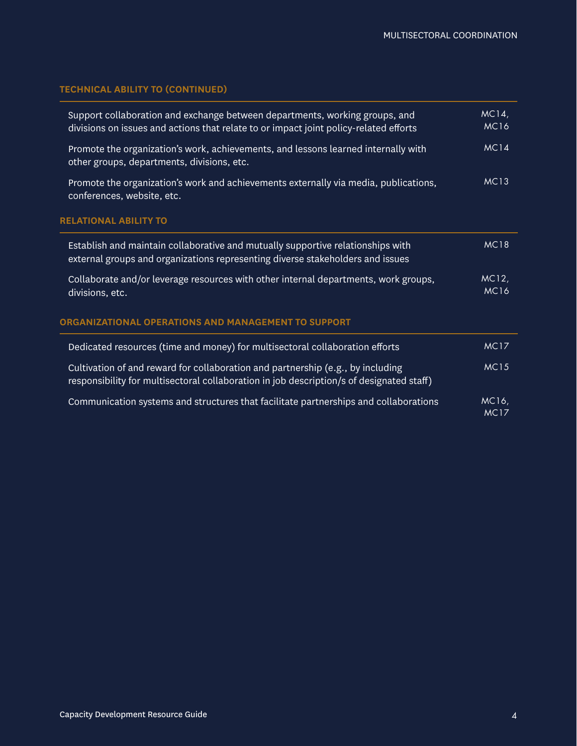### TECHNICAL ABILITY TO (CONTINUED)

| | |
|---|---|
| Support collaboration and exchange between departments, working groups, and divisions on issues and actions that relate to or impact joint policy-related efforts | MC14, MC16 |
| Promote the organization's work, achievements, and lessons learned internally with other groups, departments, divisions, etc. | MC14 |
| Promote the organization's work and achievements externally via media, publications, conferences, website, etc. | MC13 |

### RELATIONAL ABILITY TO

| | |
|---|---|
| Establish and maintain collaborative and mutually supportive relationships with external groups and organizations representing diverse stakeholders and issues | MC18 |
| Collaborate and/or leverage resources with other internal departments, work groups, divisions, etc. | MC12, MC16 |

### ORGANIZATIONAL OPERATIONS AND MANAGEMENT TO SUPPORT

| | |
|---|---|
| Dedicated resources (time and money) for multisectoral collaboration efforts | MC17 |
| Cultivation of and reward for collaboration and partnership (e.g., by including responsibility for multisectoral collaboration in job description/s of designated staff) | MC15 |
| Communication systems and structures that facilitate partnerships and collaborations | MC16, MC17 |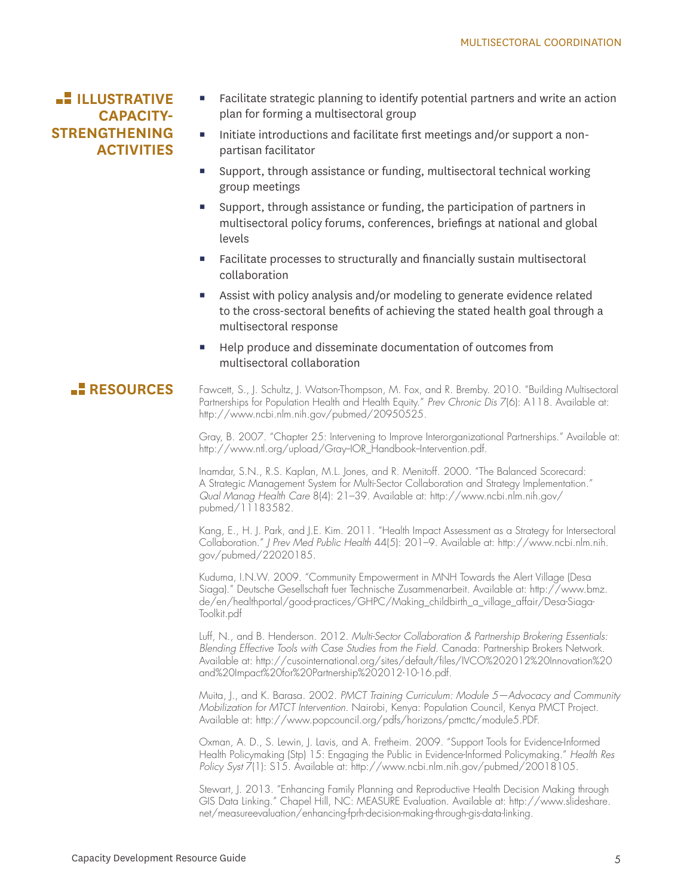## ILLUSTRATIVE CAPACITY-STRENGTHENING ACTIVITIES

- Facilitate strategic planning to identify potential partners and write an action plan for forming a multisectoral group
- Initiate introductions and facilitate first meetings and/or support a non-partisan facilitator
- Support, through assistance or funding, multisectoral technical working group meetings
- Support, through assistance or funding, the participation of partners in multisectoral policy forums, conferences, briefings at national and global levels
- Facilitate processes to structurally and financially sustain multisectoral collaboration
- Assist with policy analysis and/or modeling to generate evidence related to the cross-sectoral benefits of achieving the stated health goal through a multisectoral response
- Help produce and disseminate documentation of outcomes from multisectoral collaboration

## RESOURCES

Fawcett, S., J. Schultz, J. Watson-Thompson, M. Fox, and R. Bremby. 2010. "Building Multisectoral Partnerships for Population Health and Health Equity." *Prev Chronic Dis 7*(6): A118. Available at: http://www.ncbi.nlm.nih.gov/pubmed/20950525.

Gray, B. 2007. "Chapter 25: Intervening to Improve Interorganizational Partnerships." Available at: http://www.ntl.org/upload/Gray–IOR_Handbook–Intervention.pdf.

Inamdar, S.N., R.S. Kaplan, M.L. Jones, and R. Menitoff. 2000. "The Balanced Scorecard: A Strategic Management System for Multi-Sector Collaboration and Strategy Implementation." *Qual Manag Health Care* 8(4): 21–39. Available at: http://www.ncbi.nlm.nih.gov/pubmed/11183582.

Kang, E., H. J. Park, and J.E. Kim. 2011. "Health Impact Assessment as a Strategy for Intersectoral Collaboration." *J Prev Med Public Health* 44(5): 201–9. Available at: http://www.ncbi.nlm.nih.gov/pubmed/22020185.

Kuduma, I.N.W. 2009. "Community Empowerment in MNH Towards the Alert Village (Desa Siaga)." Deutsche Gesellschaft fuer Technische Zusammenarbeit. Available at: http://www.bmz.de/en/healthportal/good-practices/GHPC/Making_childbirth_a_village_affair/Desa-Siaga-Toolkit.pdf

Luff, N., and B. Henderson. 2012. *Multi-Sector Collaboration & Partnership Brokering Essentials: Blending Effective Tools with Case Studies from the Field.* Canada: Partnership Brokers Network. Available at: http://cusointernational.org/sites/default/files/IVCO%202012%20Innovation%20and%20Impact%20for%20Partnership%202012-10-16.pdf.

Muita, J., and K. Barasa. 2002. *PMCT Training Curriculum: Module 5—Advocacy and Community Mobilization for MTCT Intervention.* Nairobi, Kenya: Population Council, Kenya PMCT Project. Available at: http://www.popcouncil.org/pdfs/horizons/pmcttc/module5.PDF.

Oxman, A. D., S. Lewin, J. Lavis, and A. Fretheim. 2009. "Support Tools for Evidence-Informed Health Policymaking (Stp) 15: Engaging the Public in Evidence-Informed Policymaking." *Health Res Policy Syst 7*(1): S15. Available at: http://www.ncbi.nlm.nih.gov/pubmed/20018105.

Stewart, J. 2013. "Enhancing Family Planning and Reproductive Health Decision Making through GIS Data Linking." Chapel Hill, NC: MEASURE Evaluation. Available at: http://www.slideshare.net/measureevaluation/enhancing-fprh-decision-making-through-gis-data-linking.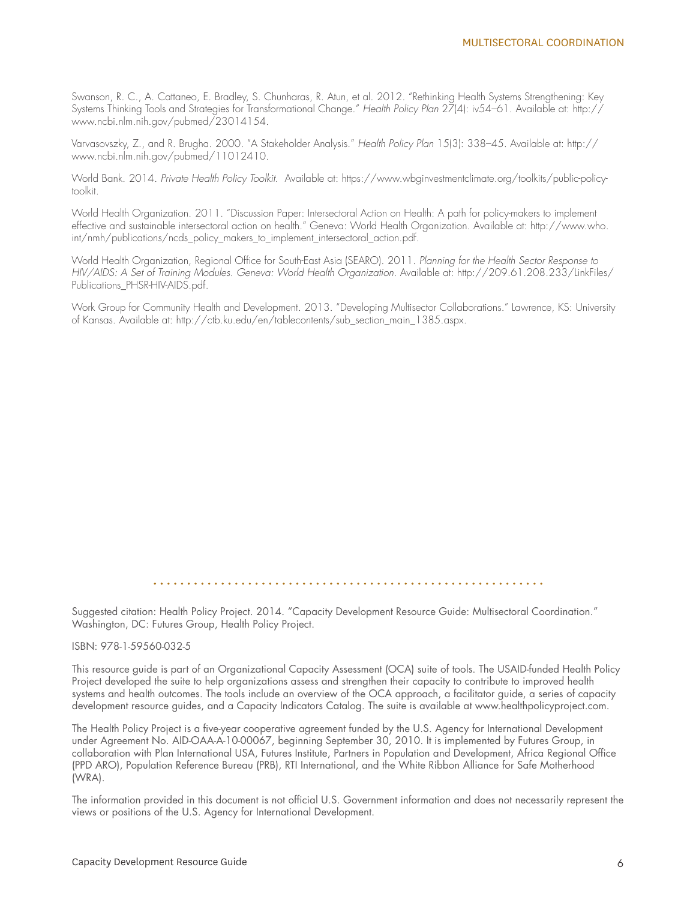Swanson, R. C., A. Cattaneo, E. Bradley, S. Chunharas, R. Atun, et al. 2012. "Rethinking Health Systems Strengthening: Key Systems Thinking Tools and Strategies for Transformational Change." *Health Policy Plan* 27(4): iv54–61. Available at: http://www.ncbi.nlm.nih.gov/pubmed/23014154.

Varvasovszky, Z., and R. Brugha. 2000. "A Stakeholder Analysis." *Health Policy Plan* 15(3): 338–45. Available at: http://www.ncbi.nlm.nih.gov/pubmed/11012410.

World Bank. 2014. *Private Health Policy Toolkit.* Available at: https://www.wbginvestmentclimate.org/toolkits/public-policy-toolkit.

World Health Organization. 2011. "Discussion Paper: Intersectoral Action on Health: A path for policy-makers to implement effective and sustainable intersectoral action on health." Geneva: World Health Organization. Available at: http://www.who.int/nmh/publications/ncds_policy_makers_to_implement_intersectoral_action.pdf.

World Health Organization, Regional Office for South-East Asia (SEARO). 2011. *Planning for the Health Sector Response to HIV/AIDS: A Set of Training Modules. Geneva: World Health Organization.* Available at: http://209.61.208.233/LinkFiles/Publications_PHSR-HIV-AIDS.pdf.

Work Group for Community Health and Development. 2013. "Developing Multisector Collaborations." Lawrence, KS: University of Kansas. Available at: http://ctb.ku.edu/en/tablecontents/sub_section_main_1385.aspx.

Suggested citation: Health Policy Project. 2014. "Capacity Development Resource Guide: Multisectoral Coordination." Washington, DC: Futures Group, Health Policy Project.

ISBN: 978-1-59560-032-5

This resource guide is part of an Organizational Capacity Assessment (OCA) suite of tools. The USAID-funded Health Policy Project developed the suite to help organizations assess and strengthen their capacity to contribute to improved health systems and health outcomes. The tools include an overview of the OCA approach, a facilitator guide, a series of capacity development resource guides, and a Capacity Indicators Catalog. The suite is available at www.healthpolicyproject.com.

The Health Policy Project is a five-year cooperative agreement funded by the U.S. Agency for International Development under Agreement No. AID-OAA-A-10-00067, beginning September 30, 2010. It is implemented by Futures Group, in collaboration with Plan International USA, Futures Institute, Partners in Population and Development, Africa Regional Office (PPD ARO), Population Reference Bureau (PRB), RTI International, and the White Ribbon Alliance for Safe Motherhood (WRA).

The information provided in this document is not official U.S. Government information and does not necessarily represent the views or positions of the U.S. Agency for International Development.